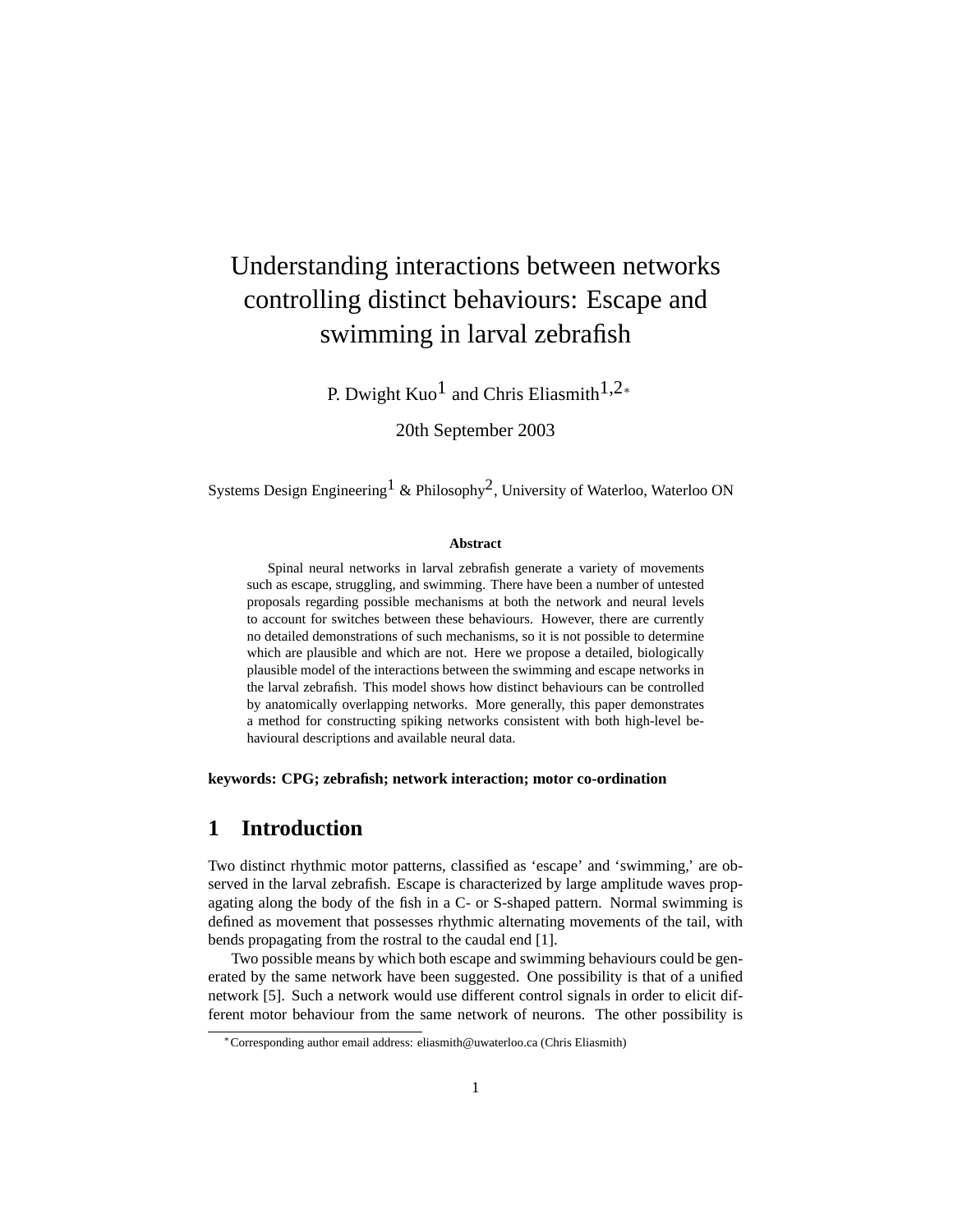# Understanding interactions between networks controlling distinct behaviours: Escape and swimming in larval zebrafish

P. Dwight Kuo[1] and Chris Eliasmith[1,2*]

20th September 2003

Systems Design Engineering[1] & Philosophy[2], University of Waterloo, Waterloo ON

**Abstract**

Spinal neural networks in larval zebrafish generate a variety of movements such as escape, struggling, and swimming. There have been a number of untested proposals regarding possible mechanisms at both the network and neural levels to account for switches between these behaviours. However, there are currently no detailed demonstrations of such mechanisms, so it is not possible to determine which are plausible and which are not. Here we propose a detailed, biologically plausible model of the interactions between the swimming and escape networks in the larval zebrafish. This model shows how distinct behaviours can be controlled by anatomically overlapping networks. More generally, this paper demonstrates a method for constructing spiking networks consistent with both high-level behavioural descriptions and available neural data.

**keywords: CPG; zebrafish; network interaction; motor co-ordination**

## 1 Introduction

Two distinct rhythmic motor patterns, classified as 'escape' and 'swimming,' are observed in the larval zebrafish. Escape is characterized by large amplitude waves propagating along the body of the fish in a C- or S-shaped pattern. Normal swimming is defined as movement that possesses rhythmic alternating movements of the tail, with bends propagating from the rostral to the caudal end [1].

Two possible means by which both escape and swimming behaviours could be generated by the same network have been suggested. One possibility is that of a unified network [5]. Such a network would use different control signals in order to elicit different motor behaviour from the same network of neurons. The other possibility is

*Corresponding author email address: eliasmith@uwaterloo.ca (Chris Eliasmith)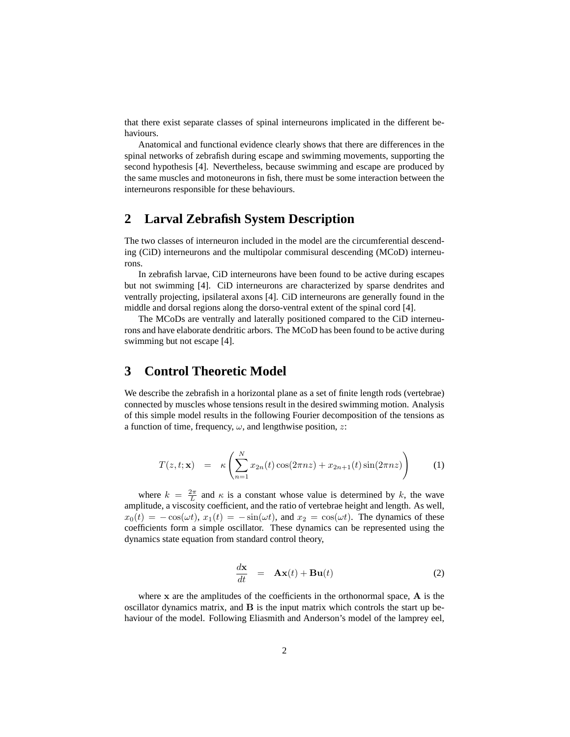that there exist separate classes of spinal interneurons implicated in the different behaviours.

Anatomical and functional evidence clearly shows that there are differences in the spinal networks of zebrafish during escape and swimming movements, supporting the second hypothesis [4]. Nevertheless, because swimming and escape are produced by the same muscles and motoneurons in fish, there must be some interaction between the interneurons responsible for these behaviours.

## 2 Larval Zebrafish System Description

The two classes of interneuron included in the model are the circumferential descending (CiD) interneurons and the multipolar commisural descending (MCoD) interneurons.

In zebrafish larvae, CiD interneurons have been found to be active during escapes but not swimming [4]. CiD interneurons are characterized by sparse dendrites and ventrally projecting, ipsilateral axons [4]. CiD interneurons are generally found in the middle and dorsal regions along the dorso-ventral extent of the spinal cord [4].

The MCoDs are ventrally and laterally positioned compared to the CiD interneurons and have elaborate dendritic arbors. The MCoD has been found to be active during swimming but not escape [4].

## 3 Control Theoretic Model

We describe the zebrafish in a horizontal plane as a set of finite length rods (vertebrae) connected by muscles whose tensions result in the desired swimming motion. Analysis of this simple model results in the following Fourier decomposition of the tensions as a function of time, frequency, $\omega$, and lengthwise position, $z$:

$$T(z,t;\mathbf{x}) \quad = \quad \kappa\left(\sum_{n=1}^{N} x_{2n}(t)\cos(2\pi nz) + x_{2n+1}(t)\sin(2\pi nz)\right) \tag{1}$$

where $k = \frac{2\pi}{L}$ and $\kappa$ is a constant whose value is determined by $k$, the wave amplitude, a viscosity coefficient, and the ratio of vertebrae height and length. As well, $x_0(t) = -\cos(\omega t)$, $x_1(t) = -\sin(\omega t)$, and $x_2 = \cos(\omega t)$. The dynamics of these coefficients form a simple oscillator. These dynamics can be represented using the dynamics state equation from standard control theory,

$$\frac{d\mathbf{x}}{dt} \quad = \quad \mathbf{A}\mathbf{x}(t) + \mathbf{B}\mathbf{u}(t) \tag{2}$$

where $\mathbf{x}$ are the amplitudes of the coefficients in the orthonormal space, $\mathbf{A}$ is the oscillator dynamics matrix, and $\mathbf{B}$ is the input matrix which controls the start up behaviour of the model. Following Eliasmith and Anderson's model of the lamprey eel,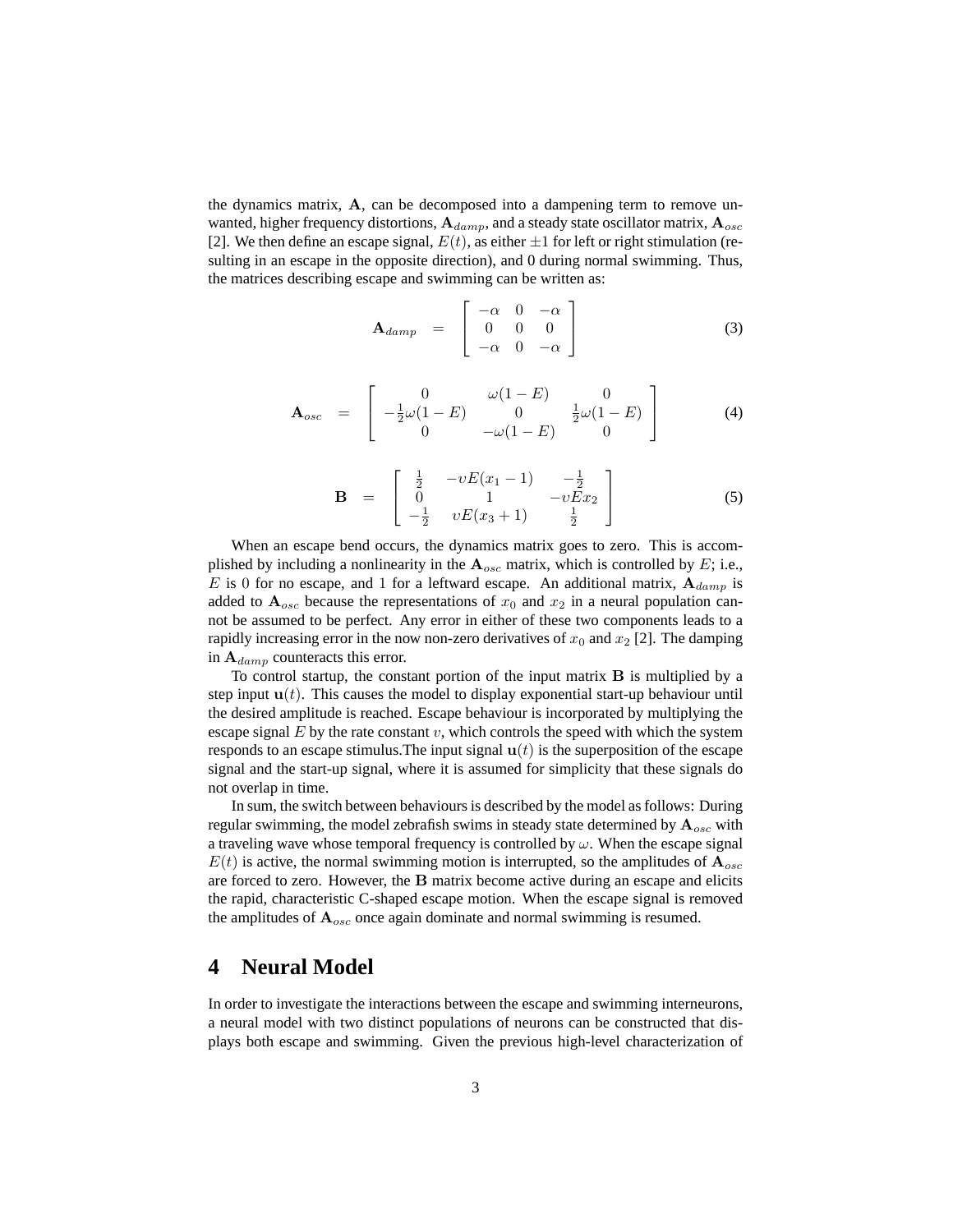the dynamics matrix, $\mathbf{A}$, can be decomposed into a dampening term to remove unwanted, higher frequency distortions, $\mathbf{A}_{damp}$, and a steady state oscillator matrix, $\mathbf{A}_{osc}$ [2]. We then define an escape signal, $E(t)$, as either $\pm 1$ for left or right stimulation (resulting in an escape in the opposite direction), and 0 during normal swimming. Thus, the matrices describing escape and swimming can be written as:

$$
\mathbf{A}_{damp} = \begin{bmatrix} -\alpha & 0 & -\alpha \\ 0 & 0 & 0 \\ -\alpha & 0 & -\alpha \end{bmatrix} \tag{3}
$$

$$
\mathbf{A}_{osc} = \begin{bmatrix} 0 & \omega(1-E) & 0 \\ -\frac{1}{2}\omega(1-E) & 0 & \frac{1}{2}\omega(1-E) \\ 0 & -\omega(1-E) & 0 \end{bmatrix} \tag{4}
$$

$$
\mathbf{B} = \begin{bmatrix} \frac{1}{2} & -\upsilon E(x_1-1) & -\frac{1}{2} \\ 0 & 1 & -\upsilon E x_2 \\ -\frac{1}{2} & \upsilon E(x_3+1) & \frac{1}{2} \end{bmatrix} \tag{5}
$$

When an escape bend occurs, the dynamics matrix goes to zero. This is accomplished by including a nonlinearity in the $\mathbf{A}_{osc}$ matrix, which is controlled by $E$; i.e., $E$ is 0 for no escape, and 1 for a leftward escape. An additional matrix, $\mathbf{A}_{damp}$ is added to $\mathbf{A}_{osc}$ because the representations of $x_0$ and $x_2$ in a neural population cannot be assumed to be perfect. Any error in either of these two components leads to a rapidly increasing error in the now non-zero derivatives of $x_0$ and $x_2$ [2]. The damping in $\mathbf{A}_{damp}$ counteracts this error.

To control startup, the constant portion of the input matrix $\mathbf{B}$ is multiplied by a step input $\mathbf{u}(t)$. This causes the model to display exponential start-up behaviour until the desired amplitude is reached. Escape behaviour is incorporated by multiplying the escape signal $E$ by the rate constant $\upsilon$, which controls the speed with which the system responds to an escape stimulus.The input signal $\mathbf{u}(t)$ is the superposition of the escape signal and the start-up signal, where it is assumed for simplicity that these signals do not overlap in time.

In sum, the switch between behaviours is described by the model as follows: During regular swimming, the model zebrafish swims in steady state determined by $\mathbf{A}_{osc}$ with a traveling wave whose temporal frequency is controlled by $\omega$. When the escape signal $E(t)$ is active, the normal swimming motion is interrupted, so the amplitudes of $\mathbf{A}_{osc}$ are forced to zero. However, the $\mathbf{B}$ matrix become active during an escape and elicits the rapid, characteristic C-shaped escape motion. When the escape signal is removed the amplitudes of $\mathbf{A}_{osc}$ once again dominate and normal swimming is resumed.

# 4 Neural Model

In order to investigate the interactions between the escape and swimming interneurons, a neural model with two distinct populations of neurons can be constructed that displays both escape and swimming. Given the previous high-level characterization of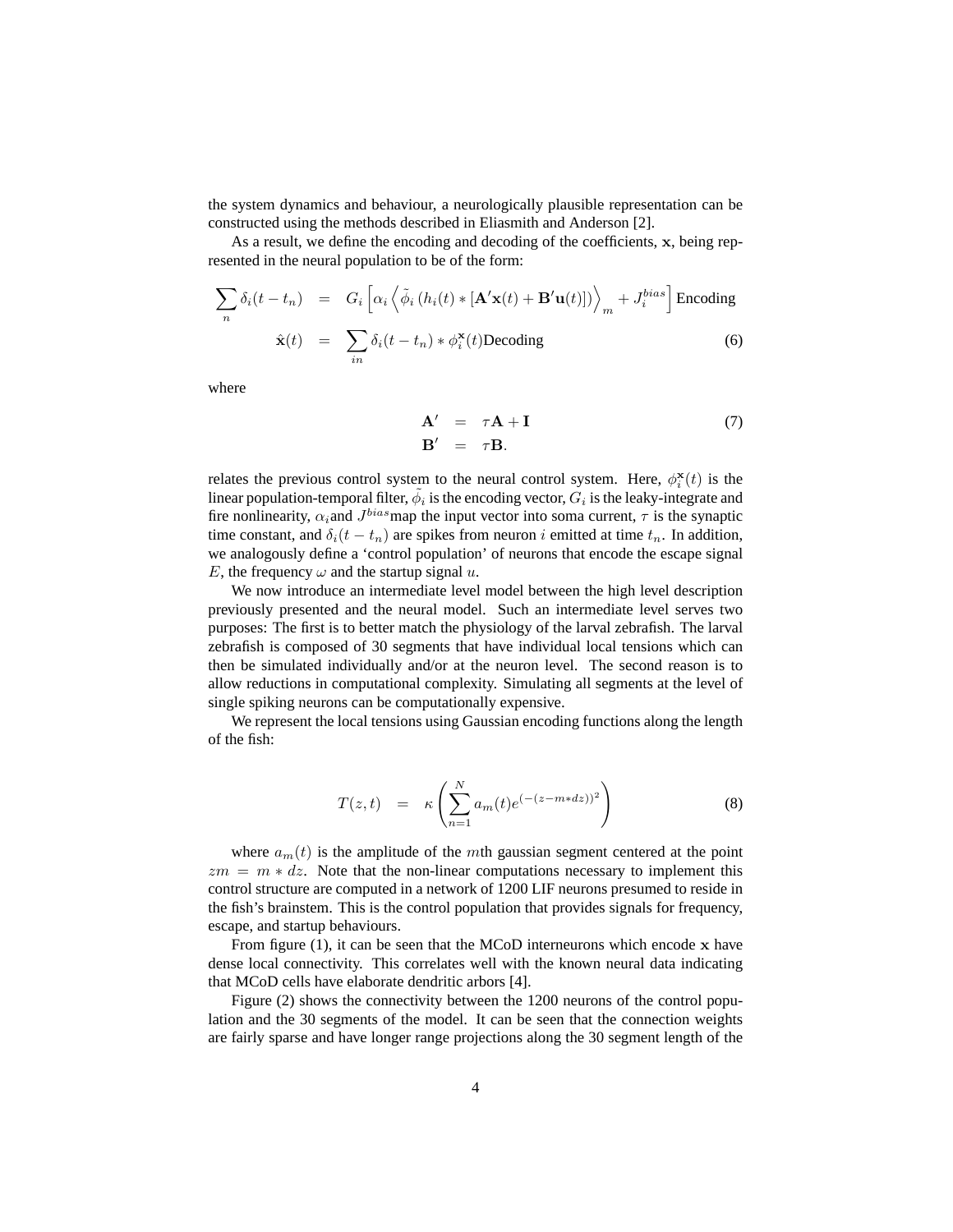the system dynamics and behaviour, a neurologically plausible representation can be constructed using the methods described in Eliasmith and Anderson [2].

As a result, we define the encoding and decoding of the coefficients, $\mathbf{x}$, being represented in the neural population to be of the form:

$$
\begin{aligned}
\sum_n \delta_i(t - t_n) &= G_i \left[ \alpha_i \left\langle \tilde{\phi}_i \left( h_i(t) * [\mathbf{A}'\mathbf{x}(t) + \mathbf{B}'\mathbf{u}(t)] \right) \right\rangle_m + J_i^{bias} \right] \text{Encoding} \\
\hat{\mathbf{x}}(t) &= \sum_{in} \delta_i(t - t_n) * \phi_i^{\mathbf{x}}(t) \text{Decoding}
\end{aligned}
\tag{6}
$$

where

$$
\begin{aligned}
\mathbf{A}' &= \tau \mathbf{A} + \mathbf{I} \\
\mathbf{B}' &= \tau \mathbf{B}.
\end{aligned}
\tag{7}
$$

relates the previous control system to the neural control system. Here, $\phi_i^{\mathbf{x}}(t)$ is the linear population-temporal filter, $\tilde{\phi}_i$ is the encoding vector, $G_i$ is the leaky-integrate and fire nonlinearity, $\alpha_i$and $J^{bias}$map the input vector into soma current, $\tau$ is the synaptic time constant, and $\delta_i(t - t_n)$ are spikes from neuron $i$ emitted at time $t_n$. In addition, we analogously define a 'control population' of neurons that encode the escape signal $E$, the frequency $\omega$ and the startup signal $u$.

We now introduce an intermediate level model between the high level description previously presented and the neural model. Such an intermediate level serves two purposes: The first is to better match the physiology of the larval zebrafish. The larval zebrafish is composed of 30 segments that have individual local tensions which can then be simulated individually and/or at the neuron level. The second reason is to allow reductions in computational complexity. Simulating all segments at the level of single spiking neurons can be computationally expensive.

We represent the local tensions using Gaussian encoding functions along the length of the fish:

$$
T(z, t) = \kappa \left( \sum_{n=1}^{N} a_m(t) e^{(-(z - m * dz))^2} \right) \tag{8}
$$

where $a_m(t)$ is the amplitude of the $m$th gaussian segment centered at the point $zm = m * dz$. Note that the non-linear computations necessary to implement this control structure are computed in a network of 1200 LIF neurons presumed to reside in the fish's brainstem. This is the control population that provides signals for frequency, escape, and startup behaviours.

From figure (1), it can be seen that the MCoD interneurons which encode $\mathbf{x}$ have dense local connectivity. This correlates well with the known neural data indicating that MCoD cells have elaborate dendritic arbors [4].

Figure (2) shows the connectivity between the 1200 neurons of the control population and the 30 segments of the model. It can be seen that the connection weights are fairly sparse and have longer range projections along the 30 segment length of the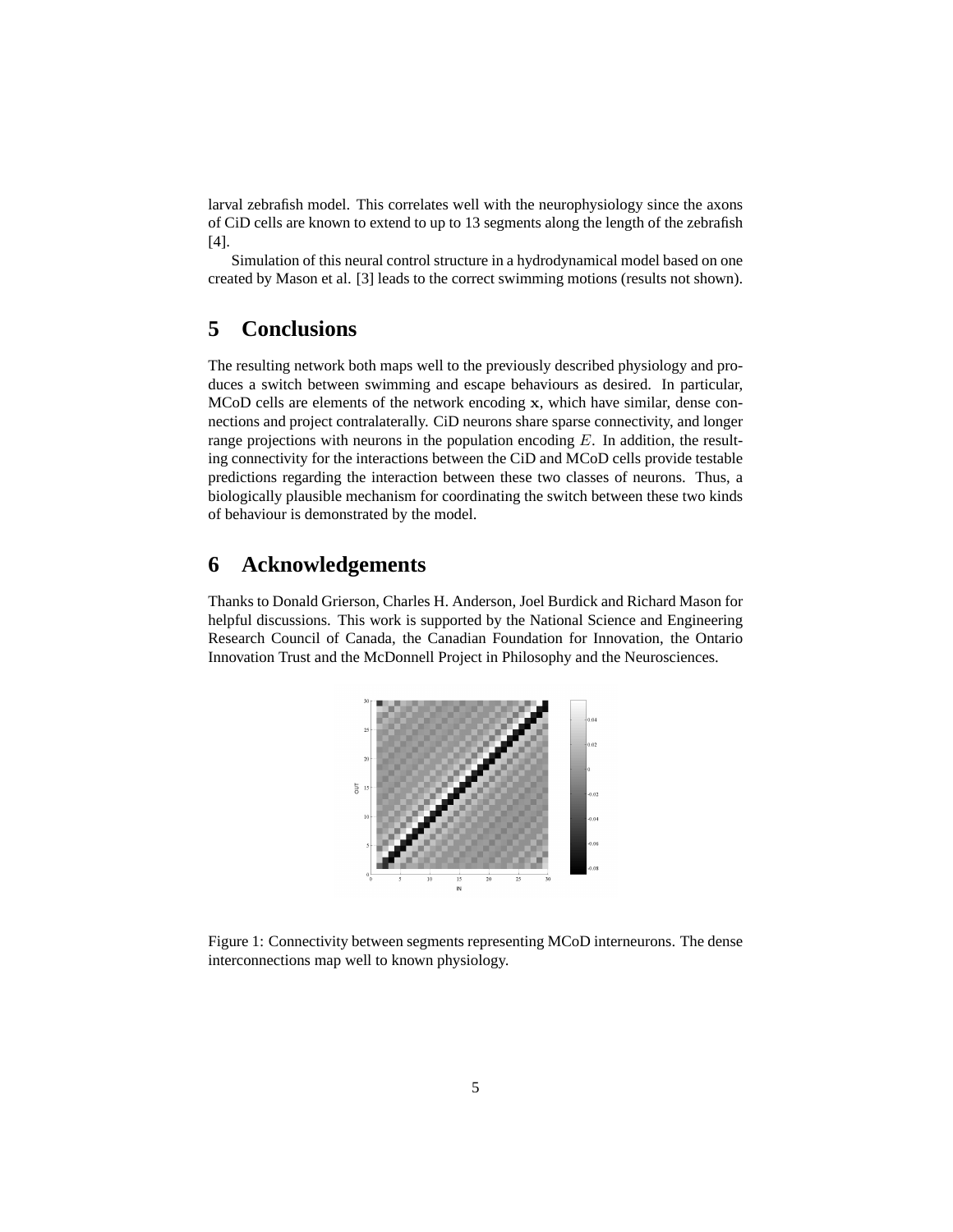larval zebrafish model. This correlates well with the neurophysiology since the axons of CiD cells are known to extend to up to 13 segments along the length of the zebrafish [4].

Simulation of this neural control structure in a hydrodynamical model based on one created by Mason et al. [3] leads to the correct swimming motions (results not shown).

# 5 Conclusions

The resulting network both maps well to the previously described physiology and produces a switch between swimming and escape behaviours as desired. In particular, MCoD cells are elements of the network encoding $\mathbf{x}$, which have similar, dense connections and project contralaterally. CiD neurons share sparse connectivity, and longer range projections with neurons in the population encoding $E$. In addition, the resulting connectivity for the interactions between the CiD and MCoD cells provide testable predictions regarding the interaction between these two classes of neurons. Thus, a biologically plausible mechanism for coordinating the switch between these two kinds of behaviour is demonstrated by the model.

# 6 Acknowledgements

Thanks to Donald Grierson, Charles H. Anderson, Joel Burdick and Richard Mason for helpful discussions. This work is supported by the National Science and Engineering Research Council of Canada, the Canadian Foundation for Innovation, the Ontario Innovation Trust and the McDonnell Project in Philosophy and the Neurosciences.

Figure 1: Connectivity between segments representing MCoD interneurons. The dense interconnections map well to known physiology.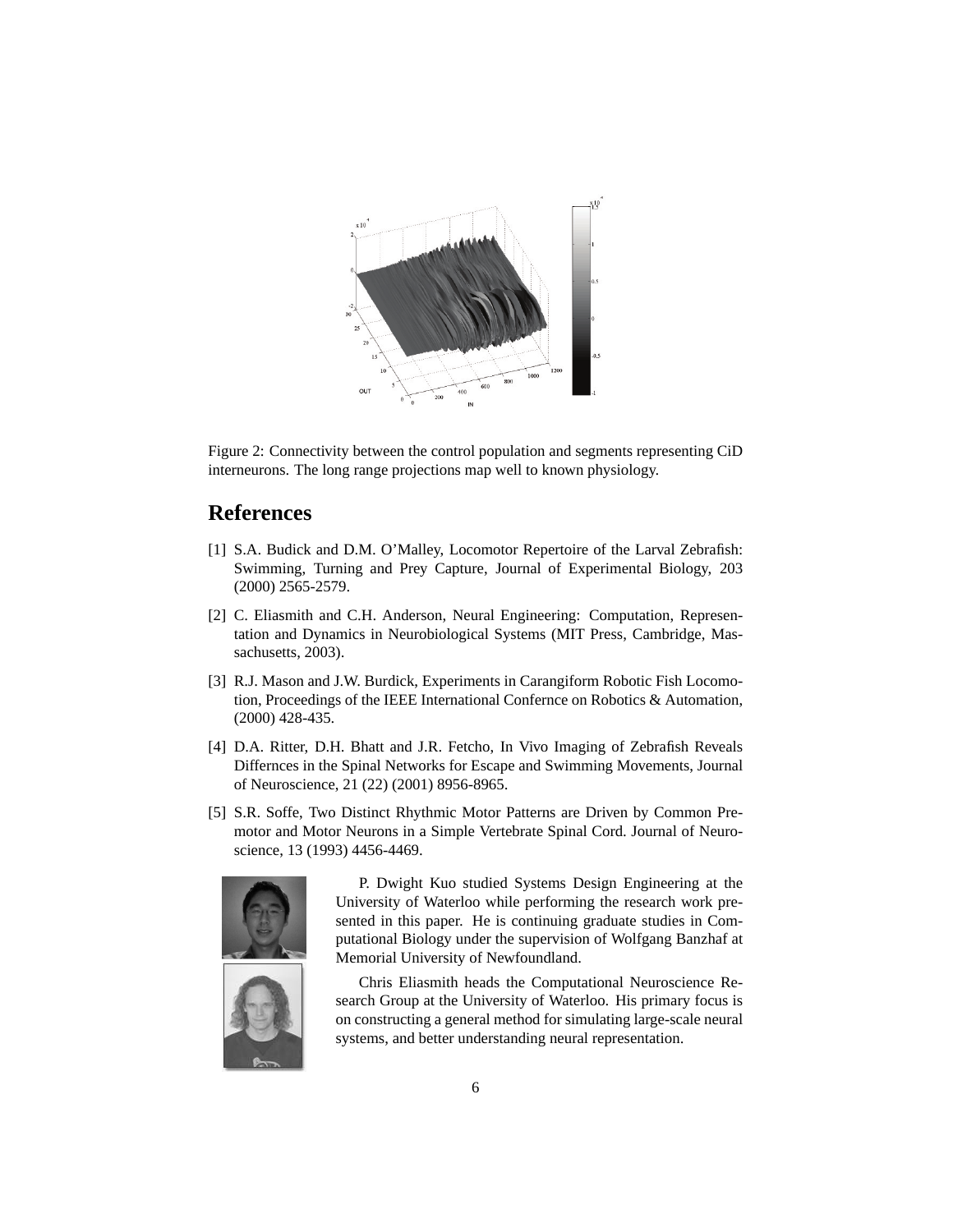x 10^4
2
0
-2
30
25
20
15
10
5
0
OUT
0
200
400
600
800
1000
1200
IN

x 10^-4
1.5
1
0.5
0
-0.5
-1

Figure 2: Connectivity between the control population and segments representing CiD interneurons. The long range projections map well to known physiology.

## References

[1] S.A. Budick and D.M. O'Malley, Locomotor Repertoire of the Larval Zebrafish: Swimming, Turning and Prey Capture, Journal of Experimental Biology, 203 (2000) 2565-2579.

[2] C. Eliasmith and C.H. Anderson, Neural Engineering: Computation, Representation and Dynamics in Neurobiological Systems (MIT Press, Cambridge, Massachusetts, 2003).

[3] R.J. Mason and J.W. Burdick, Experiments in Carangiform Robotic Fish Locomotion, Proceedings of the IEEE International Confernce on Robotics & Automation, (2000) 428-435.

[4] D.A. Ritter, D.H. Bhatt and J.R. Fetcho, In Vivo Imaging of Zebrafish Reveals Differnces in the Spinal Networks for Escape and Swimming Movements, Journal of Neuroscience, 21 (22) (2001) 8956-8965.

[5] S.R. Soffe, Two Distinct Rhythmic Motor Patterns are Driven by Common Premotor and Motor Neurons in a Simple Vertebrate Spinal Cord. Journal of Neuroscience, 13 (1993) 4456-4469.

P. Dwight Kuo studied Systems Design Engineering at the University of Waterloo while performing the research work presented in this paper. He is continuing graduate studies in Computational Biology under the supervision of Wolfgang Banzhaf at Memorial University of Newfoundland.

Chris Eliasmith heads the Computational Neuroscience Research Group at the University of Waterloo. His primary focus is on constructing a general method for simulating large-scale neural systems, and better understanding neural representation.